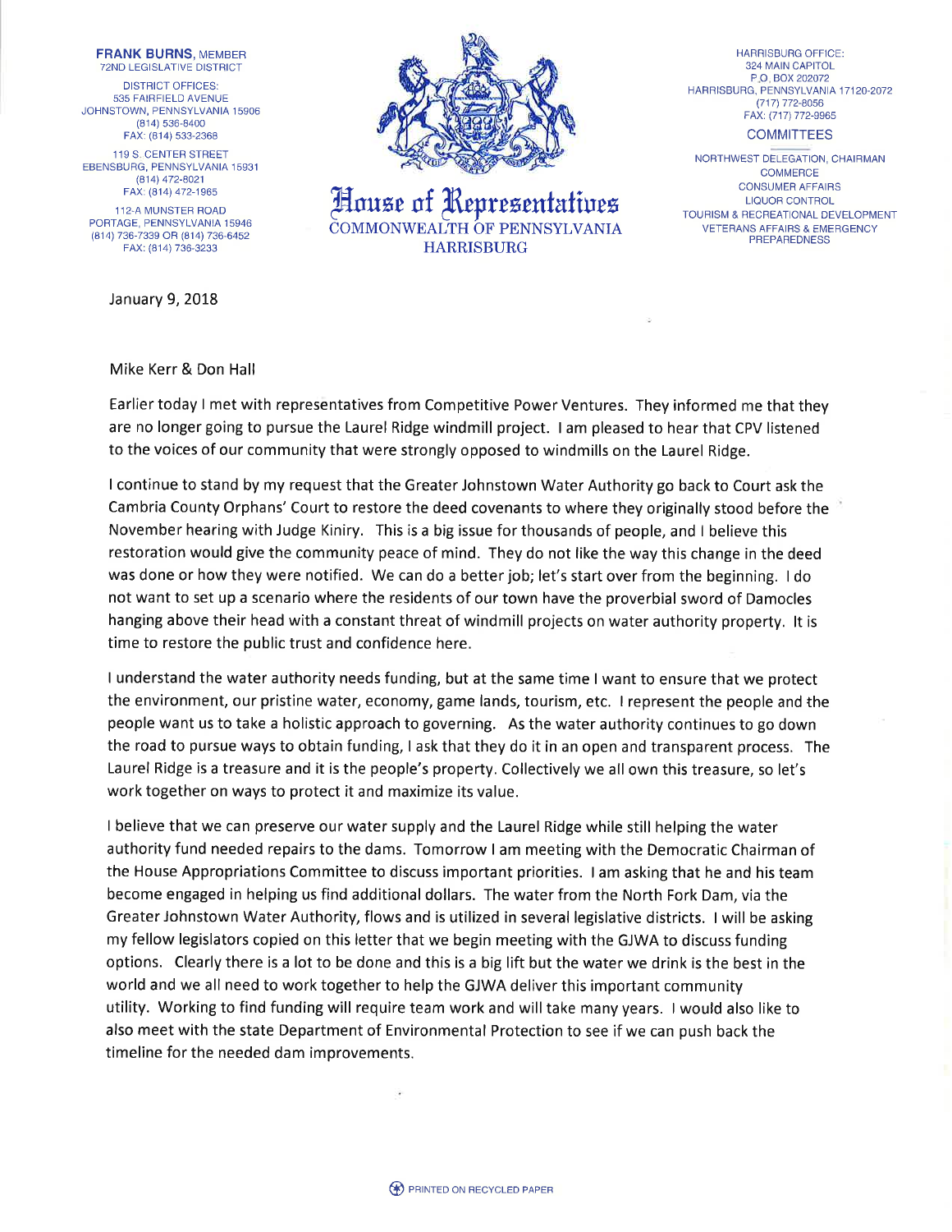**FRANK BURNS**, MEMBER
72ND LEGISLATIVE DISTRICT

DISTRICT OFFICES:
535 FAIRFIELD AVENUE
JOHNSTOWN, PENNSYLVANIA 15906
(814) 536-8400
FAX: (814) 533-2368

119 S. CENTER STREET
EBENSBURG, PENNSYLVANIA 15931
(814) 472-8021
FAX: (814) 472-1965

112-A MUNSTER ROAD
PORTAGE, PENNSYLVANIA 15946
(814) 736-7339 OR (814) 736-6452
FAX: (814) 736-3233

# House of Representatives

COMMONWEALTH OF PENNSYLVANIA
HARRISBURG

HARRISBURG OFFICE:
324 MAIN CAPITOL
P.O. BOX 202072
HARRISBURG, PENNSYLVANIA 17120-2072
(717) 772-8056
FAX: (717) 772-9965

COMMITTEES

NORTHWEST DELEGATION, CHAIRMAN
COMMERCE
CONSUMER AFFAIRS
LIQUOR CONTROL
TOURISM & RECREATIONAL DEVELOPMENT
VETERANS AFFAIRS & EMERGENCY PREPAREDNESS

January 9, 2018

Mike Kerr & Don Hall

Earlier today I met with representatives from Competitive Power Ventures. They informed me that they are no longer going to pursue the Laurel Ridge windmill project. I am pleased to hear that CPV listened to the voices of our community that were strongly opposed to windmills on the Laurel Ridge.

I continue to stand by my request that the Greater Johnstown Water Authority go back to Court ask the Cambria County Orphans' Court to restore the deed covenants to where they originally stood before the November hearing with Judge Kiniry. This is a big issue for thousands of people, and I believe this restoration would give the community peace of mind. They do not like the way this change in the deed was done or how they were notified. We can do a better job; let's start over from the beginning. I do not want to set up a scenario where the residents of our town have the proverbial sword of Damocles hanging above their head with a constant threat of windmill projects on water authority property. It is time to restore the public trust and confidence here.

I understand the water authority needs funding, but at the same time I want to ensure that we protect the environment, our pristine water, economy, game lands, tourism, etc. I represent the people and the people want us to take a holistic approach to governing. As the water authority continues to go down the road to pursue ways to obtain funding, I ask that they do it in an open and transparent process. The Laurel Ridge is a treasure and it is the people's property. Collectively we all own this treasure, so let's work together on ways to protect it and maximize its value.

I believe that we can preserve our water supply and the Laurel Ridge while still helping the water authority fund needed repairs to the dams. Tomorrow I am meeting with the Democratic Chairman of the House Appropriations Committee to discuss important priorities. I am asking that he and his team become engaged in helping us find additional dollars. The water from the North Fork Dam, via the Greater Johnstown Water Authority, flows and is utilized in several legislative districts. I will be asking my fellow legislators copied on this letter that we begin meeting with the GJWA to discuss funding options. Clearly there is a lot to be done and this is a big lift but the water we drink is the best in the world and we all need to work together to help the GJWA deliver this important community utility. Working to find funding will require team work and will take many years. I would also like to also meet with the state Department of Environmental Protection to see if we can push back the timeline for the needed dam improvements.

PRINTED ON RECYCLED PAPER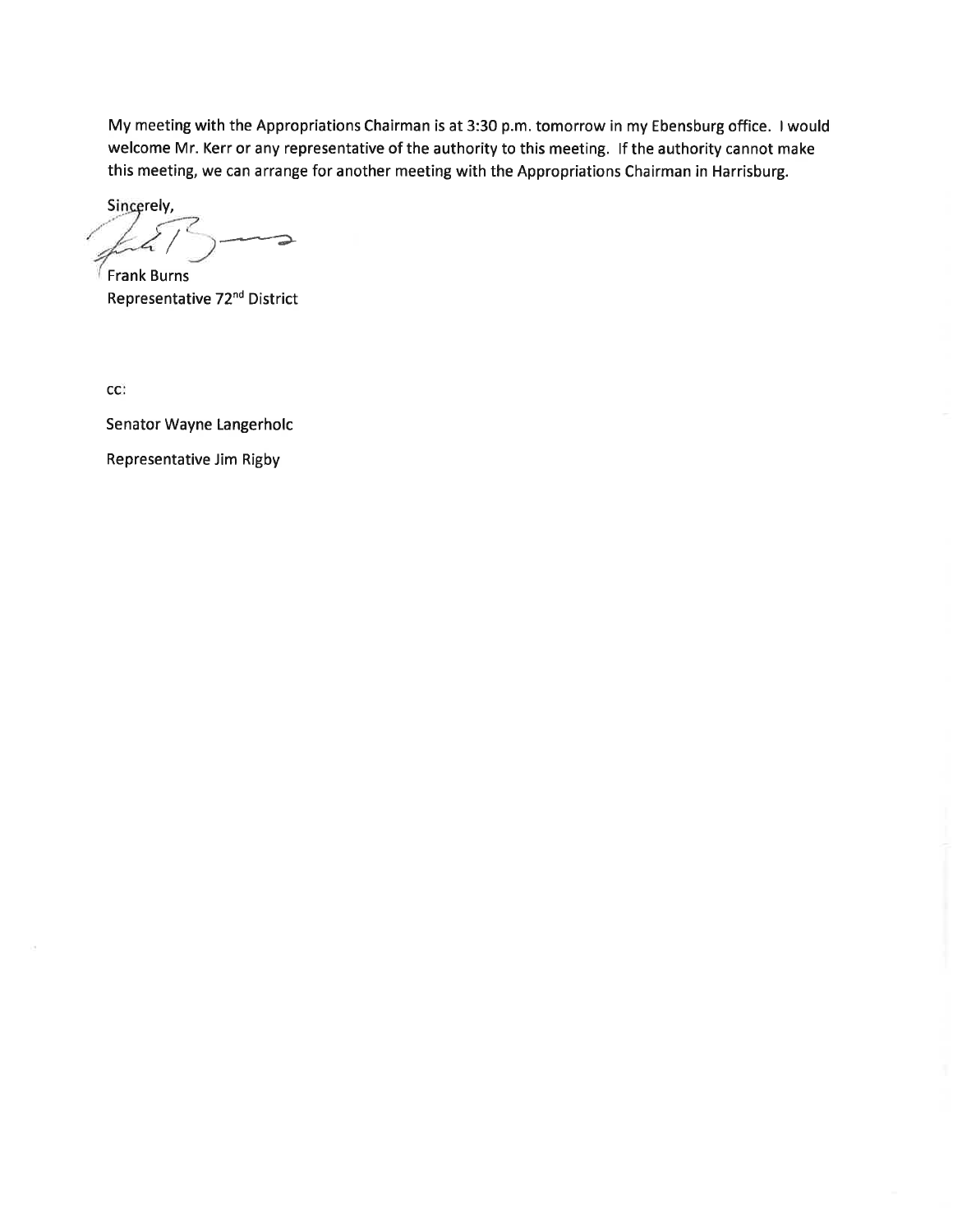My meeting with the Appropriations Chairman is at 3:30 p.m. tomorrow in my Ebensburg office. I would welcome Mr. Kerr or any representative of the authority to this meeting. If the authority cannot make this meeting, we can arrange for another meeting with the Appropriations Chairman in Harrisburg.

Sincerely,

Frank Burns
Representative 72[nd] District

cc:

Senator Wayne Langerholc

Representative Jim Rigby